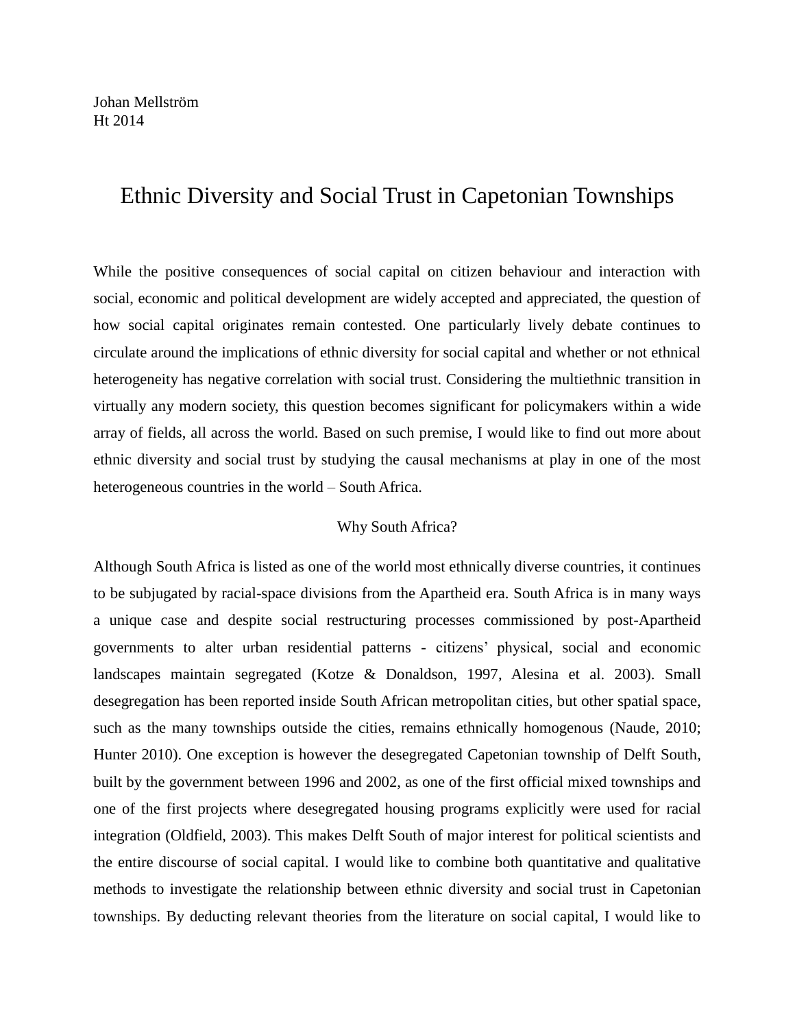Johan Mellström
Ht 2014

# Ethnic Diversity and Social Trust in Capetonian Townships

While the positive consequences of social capital on citizen behaviour and interaction with social, economic and political development are widely accepted and appreciated, the question of how social capital originates remain contested. One particularly lively debate continues to circulate around the implications of ethnic diversity for social capital and whether or not ethnical heterogeneity has negative correlation with social trust. Considering the multiethnic transition in virtually any modern society, this question becomes significant for policymakers within a wide array of fields, all across the world. Based on such premise, I would like to find out more about ethnic diversity and social trust by studying the causal mechanisms at play in one of the most heterogeneous countries in the world – South Africa.

## Why South Africa?

Although South Africa is listed as one of the world most ethnically diverse countries, it continues to be subjugated by racial-space divisions from the Apartheid era. South Africa is in many ways a unique case and despite social restructuring processes commissioned by post-Apartheid governments to alter urban residential patterns - citizens' physical, social and economic landscapes maintain segregated (Kotze & Donaldson, 1997, Alesina et al. 2003). Small desegregation has been reported inside South African metropolitan cities, but other spatial space, such as the many townships outside the cities, remains ethnically homogenous (Naude, 2010; Hunter 2010). One exception is however the desegregated Capetonian township of Delft South, built by the government between 1996 and 2002, as one of the first official mixed townships and one of the first projects where desegregated housing programs explicitly were used for racial integration (Oldfield, 2003). This makes Delft South of major interest for political scientists and the entire discourse of social capital. I would like to combine both quantitative and qualitative methods to investigate the relationship between ethnic diversity and social trust in Capetonian townships. By deducting relevant theories from the literature on social capital, I would like to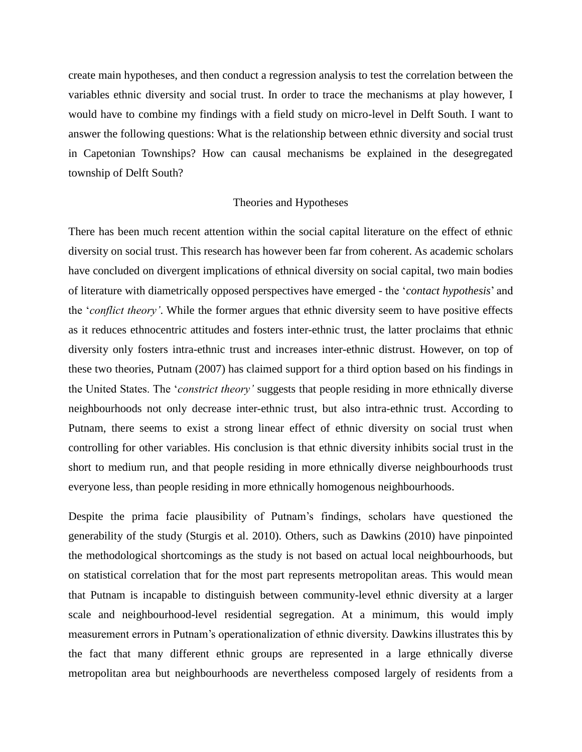create main hypotheses, and then conduct a regression analysis to test the correlation between the variables ethnic diversity and social trust. In order to trace the mechanisms at play however, I would have to combine my findings with a field study on micro-level in Delft South. I want to answer the following questions: What is the relationship between ethnic diversity and social trust in Capetonian Townships? How can causal mechanisms be explained in the desegregated township of Delft South?

## Theories and Hypotheses

There has been much recent attention within the social capital literature on the effect of ethnic diversity on social trust. This research has however been far from coherent. As academic scholars have concluded on divergent implications of ethnical diversity on social capital, two main bodies of literature with diametrically opposed perspectives have emerged - the '*contact hypothesis*' and the '*conflict theory'*. While the former argues that ethnic diversity seem to have positive effects as it reduces ethnocentric attitudes and fosters inter-ethnic trust, the latter proclaims that ethnic diversity only fosters intra-ethnic trust and increases inter-ethnic distrust. However, on top of these two theories, Putnam (2007) has claimed support for a third option based on his findings in the United States. The '*constrict theory'* suggests that people residing in more ethnically diverse neighbourhoods not only decrease inter-ethnic trust, but also intra-ethnic trust. According to Putnam, there seems to exist a strong linear effect of ethnic diversity on social trust when controlling for other variables. His conclusion is that ethnic diversity inhibits social trust in the short to medium run, and that people residing in more ethnically diverse neighbourhoods trust everyone less, than people residing in more ethnically homogenous neighbourhoods.

Despite the prima facie plausibility of Putnam's findings, scholars have questioned the generability of the study (Sturgis et al. 2010). Others, such as Dawkins (2010) have pinpointed the methodological shortcomings as the study is not based on actual local neighbourhoods, but on statistical correlation that for the most part represents metropolitan areas. This would mean that Putnam is incapable to distinguish between community-level ethnic diversity at a larger scale and neighbourhood-level residential segregation. At a minimum, this would imply measurement errors in Putnam's operationalization of ethnic diversity. Dawkins illustrates this by the fact that many different ethnic groups are represented in a large ethnically diverse metropolitan area but neighbourhoods are nevertheless composed largely of residents from a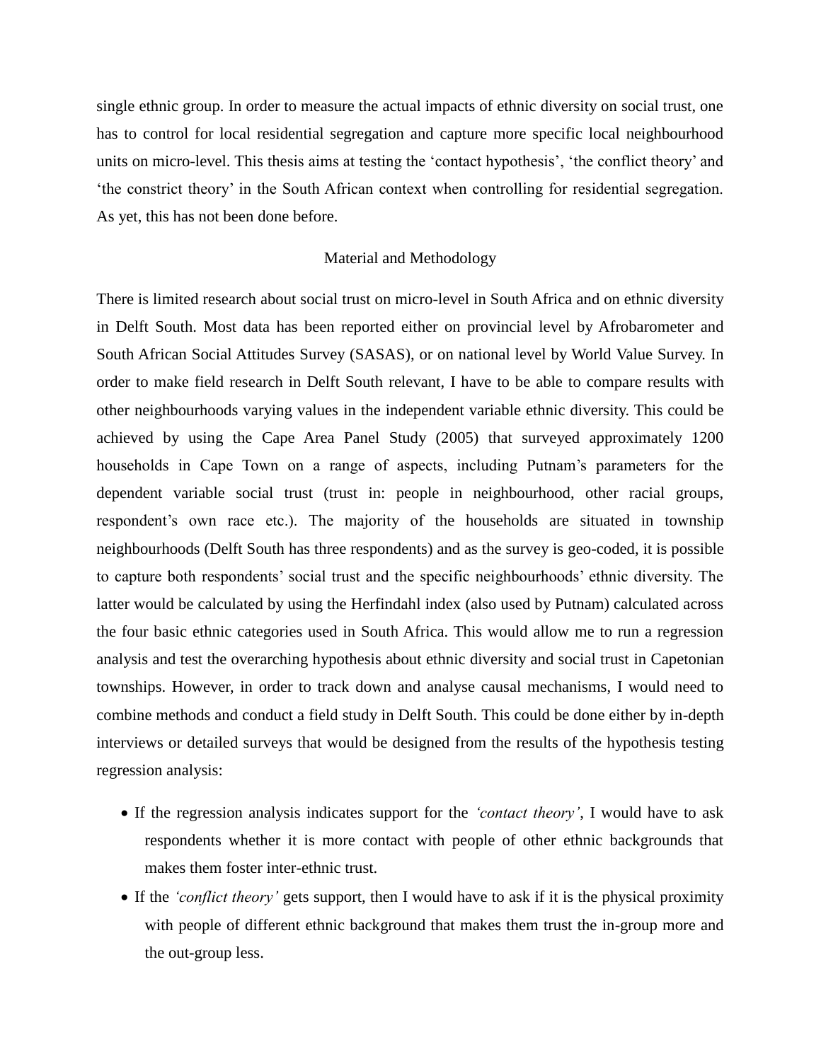single ethnic group. In order to measure the actual impacts of ethnic diversity on social trust, one has to control for local residential segregation and capture more specific local neighbourhood units on micro-level. This thesis aims at testing the 'contact hypothesis', 'the conflict theory' and 'the constrict theory' in the South African context when controlling for residential segregation. As yet, this has not been done before.

## Material and Methodology

There is limited research about social trust on micro-level in South Africa and on ethnic diversity in Delft South. Most data has been reported either on provincial level by Afrobarometer and South African Social Attitudes Survey (SASAS), or on national level by World Value Survey. In order to make field research in Delft South relevant, I have to be able to compare results with other neighbourhoods varying values in the independent variable ethnic diversity. This could be achieved by using the Cape Area Panel Study (2005) that surveyed approximately 1200 households in Cape Town on a range of aspects, including Putnam's parameters for the dependent variable social trust (trust in: people in neighbourhood, other racial groups, respondent's own race etc.). The majority of the households are situated in township neighbourhoods (Delft South has three respondents) and as the survey is geo-coded, it is possible to capture both respondents' social trust and the specific neighbourhoods' ethnic diversity. The latter would be calculated by using the Herfindahl index (also used by Putnam) calculated across the four basic ethnic categories used in South Africa. This would allow me to run a regression analysis and test the overarching hypothesis about ethnic diversity and social trust in Capetonian townships. However, in order to track down and analyse causal mechanisms, I would need to combine methods and conduct a field study in Delft South. This could be done either by in-depth interviews or detailed surveys that would be designed from the results of the hypothesis testing regression analysis:

- If the regression analysis indicates support for the *'contact theory'*, I would have to ask respondents whether it is more contact with people of other ethnic backgrounds that makes them foster inter-ethnic trust.
- If the *'conflict theory'* gets support, then I would have to ask if it is the physical proximity with people of different ethnic background that makes them trust the in-group more and the out-group less.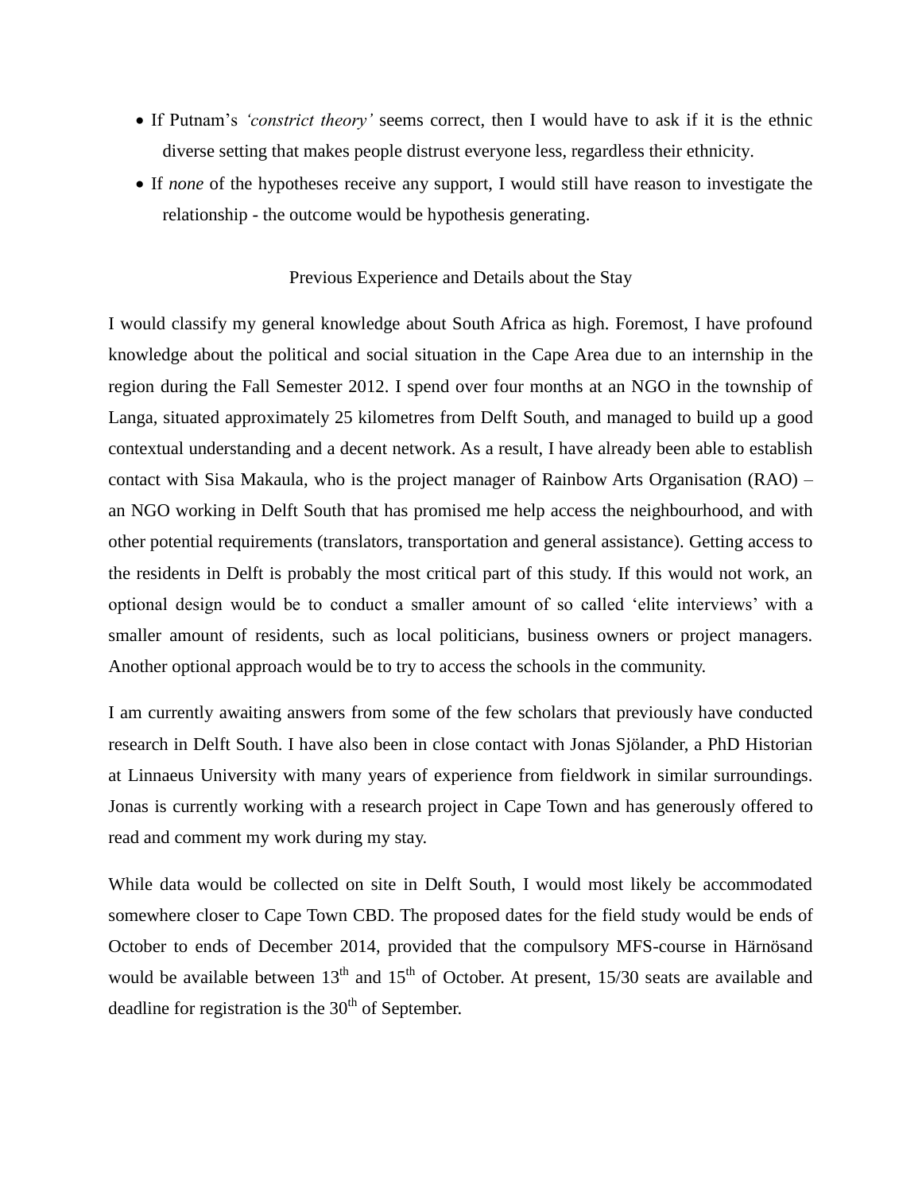- If Putnam's *'constrict theory'* seems correct, then I would have to ask if it is the ethnic diverse setting that makes people distrust everyone less, regardless their ethnicity.
- If *none* of the hypotheses receive any support, I would still have reason to investigate the relationship - the outcome would be hypothesis generating.

## Previous Experience and Details about the Stay

I would classify my general knowledge about South Africa as high. Foremost, I have profound knowledge about the political and social situation in the Cape Area due to an internship in the region during the Fall Semester 2012. I spend over four months at an NGO in the township of Langa, situated approximately 25 kilometres from Delft South, and managed to build up a good contextual understanding and a decent network. As a result, I have already been able to establish contact with Sisa Makaula, who is the project manager of Rainbow Arts Organisation (RAO) – an NGO working in Delft South that has promised me help access the neighbourhood, and with other potential requirements (translators, transportation and general assistance). Getting access to the residents in Delft is probably the most critical part of this study. If this would not work, an optional design would be to conduct a smaller amount of so called 'elite interviews' with a smaller amount of residents, such as local politicians, business owners or project managers. Another optional approach would be to try to access the schools in the community.

I am currently awaiting answers from some of the few scholars that previously have conducted research in Delft South. I have also been in close contact with Jonas Sjölander, a PhD Historian at Linnaeus University with many years of experience from fieldwork in similar surroundings. Jonas is currently working with a research project in Cape Town and has generously offered to read and comment my work during my stay.

While data would be collected on site in Delft South, I would most likely be accommodated somewhere closer to Cape Town CBD. The proposed dates for the field study would be ends of October to ends of December 2014, provided that the compulsory MFS-course in Härnösand would be available between 13th and 15th of October. At present, 15/30 seats are available and deadline for registration is the 30th of September.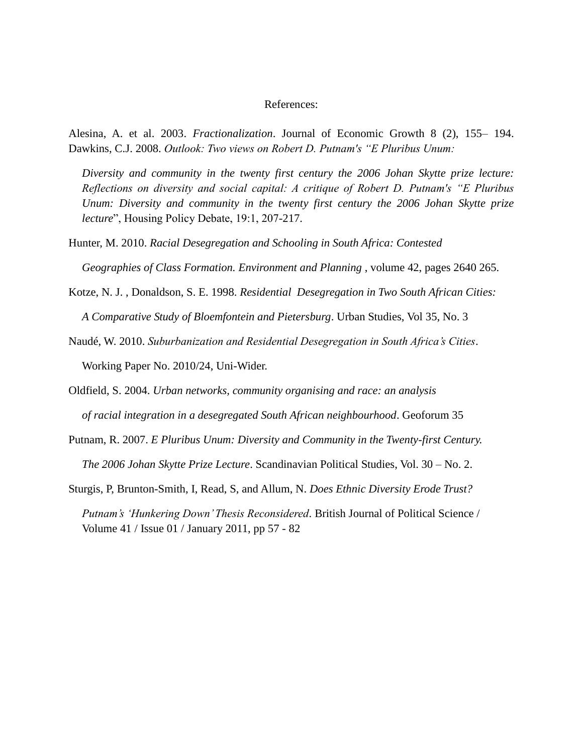References:

Alesina, A. et al. 2003. *Fractionalization*. Journal of Economic Growth 8 (2), 155– 194.

Dawkins, C.J. 2008. *Outlook: Two views on Robert D. Putnam's "E Pluribus Unum: Diversity and community in the twenty first century the 2006 Johan Skytte prize lecture: Reflections on diversity and social capital: A critique of Robert D. Putnam's "E Pluribus Unum: Diversity and community in the twenty first century the 2006 Johan Skytte prize lecture*", Housing Policy Debate, 19:1, 207-217.

Hunter, M. 2010. *Racial Desegregation and Schooling in South Africa: Contested Geographies of Class Formation. Environment and Planning* , volume 42, pages 2640 265.

Kotze, N. J. , Donaldson, S. E. 1998. *Residential Desegregation in Two South African Cities: A Comparative Study of Bloemfontein and Pietersburg*. Urban Studies, Vol 35, No. 3

Naudé, W. 2010. *Suburbanization and Residential Desegregation in South Africa's Cities*. Working Paper No. 2010/24, Uni-Wider.

Oldfield, S. 2004. *Urban networks, community organising and race: an analysis of racial integration in a desegregated South African neighbourhood*. Geoforum 35

Putnam, R. 2007. *E Pluribus Unum: Diversity and Community in the Twenty-first Century. The 2006 Johan Skytte Prize Lecture*. Scandinavian Political Studies, Vol. 30 – No. 2.

Sturgis, P, Brunton-Smith, I, Read, S, and Allum, N. *Does Ethnic Diversity Erode Trust? Putnam's 'Hunkering Down' Thesis Reconsidered*. British Journal of Political Science / Volume 41 / Issue 01 / January 2011, pp 57 - 82